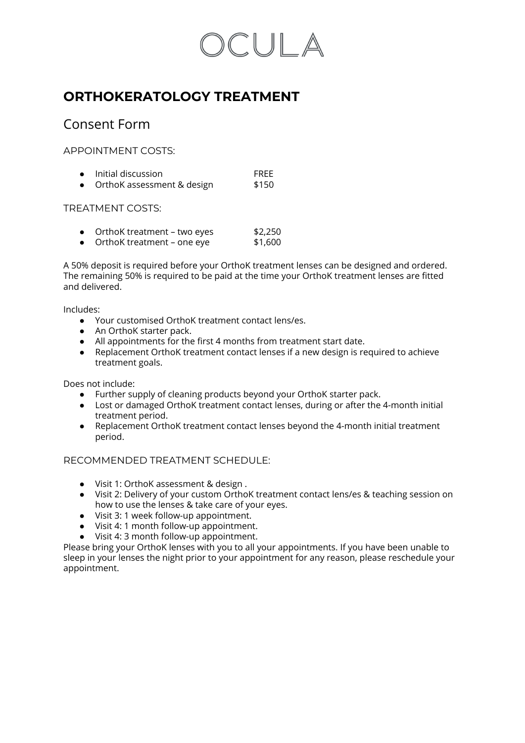# OCULA

## ORTHOKERATOLOGY TREATMENT

## Consent Form

APPOINTMENT COSTS:

- Initial discussion FREE
- OrthoK assessment & design $150

TREATMENT COSTS:

- OrthoK treatment – two eyes $2,250
- OrthoK treatment – one eye $1,600

A 50% deposit is required before your OrthoK treatment lenses can be designed and ordered. The remaining 50% is required to be paid at the time your OrthoK treatment lenses are fitted and delivered.

Includes:

- Your customised OrthoK treatment contact lens/es.
- An OrthoK starter pack.
- All appointments for the first 4 months from treatment start date.
- Replacement OrthoK treatment contact lenses if a new design is required to achieve treatment goals.

Does not include:

- Further supply of cleaning products beyond your OrthoK starter pack.
- Lost or damaged OrthoK treatment contact lenses, during or after the 4-month initial treatment period.
- Replacement OrthoK treatment contact lenses beyond the 4-month initial treatment period.

RECOMMENDED TREATMENT SCHEDULE:

- Visit 1: OrthoK assessment & design .
- Visit 2: Delivery of your custom OrthoK treatment contact lens/es & teaching session on how to use the lenses & take care of your eyes.
- Visit 3: 1 week follow-up appointment.
- Visit 4: 1 month follow-up appointment.
- Visit 4: 3 month follow-up appointment.

Please bring your OrthoK lenses with you to all your appointments. If you have been unable to sleep in your lenses the night prior to your appointment for any reason, please reschedule your appointment.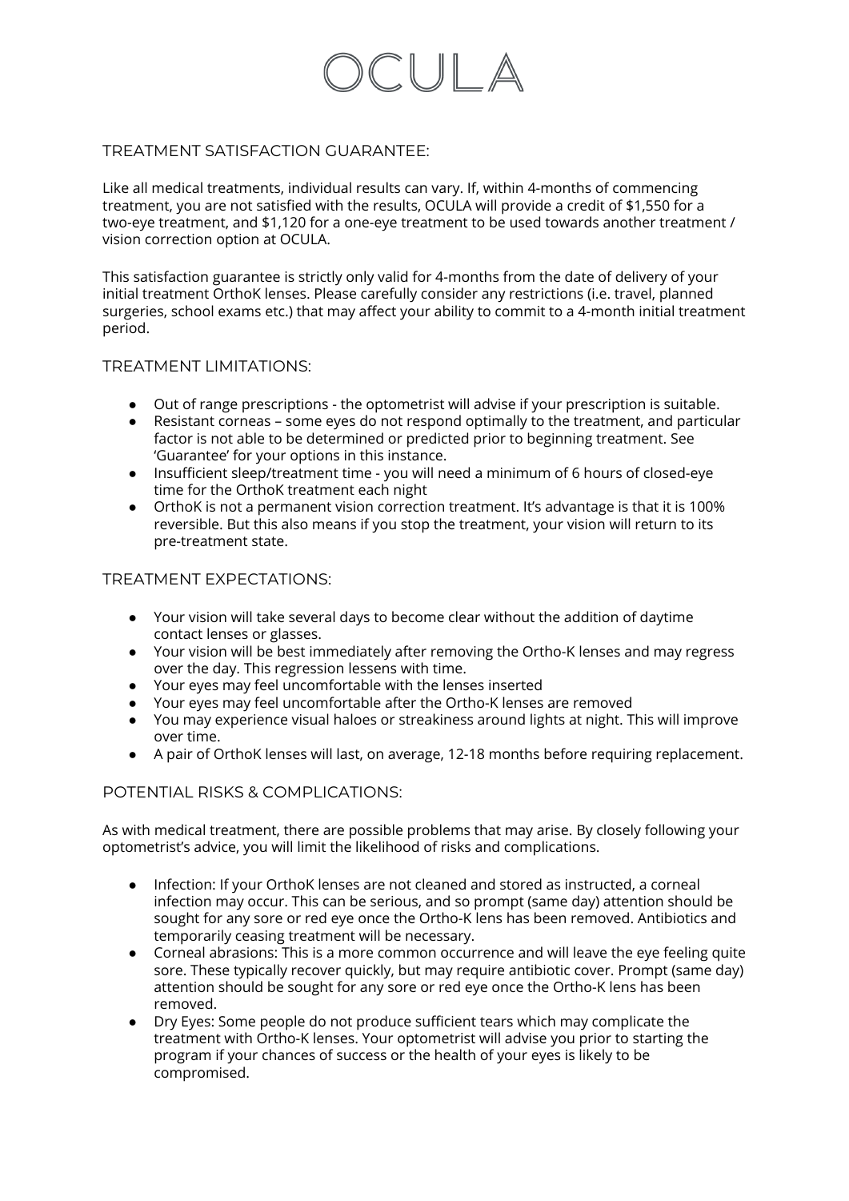# OCULA

## TREATMENT SATISFACTION GUARANTEE:

Like all medical treatments, individual results can vary. If, within 4-months of commencing treatment, you are not satisfied with the results, OCULA will provide a credit of $1,550 for a two-eye treatment, and $1,120 for a one-eye treatment to be used towards another treatment / vision correction option at OCULA.

This satisfaction guarantee is strictly only valid for 4-months from the date of delivery of your initial treatment OrthoK lenses. Please carefully consider any restrictions (i.e. travel, planned surgeries, school exams etc.) that may affect your ability to commit to a 4-month initial treatment period.

## TREATMENT LIMITATIONS:

- Out of range prescriptions - the optometrist will advise if your prescription is suitable.
- Resistant corneas – some eyes do not respond optimally to the treatment, and particular factor is not able to be determined or predicted prior to beginning treatment. See 'Guarantee' for your options in this instance.
- Insufficient sleep/treatment time - you will need a minimum of 6 hours of closed-eye time for the OrthoK treatment each night
- OrthoK is not a permanent vision correction treatment. It's advantage is that it is 100% reversible. But this also means if you stop the treatment, your vision will return to its pre-treatment state.

## TREATMENT EXPECTATIONS:

- Your vision will take several days to become clear without the addition of daytime contact lenses or glasses.
- Your vision will be best immediately after removing the Ortho-K lenses and may regress over the day. This regression lessens with time.
- Your eyes may feel uncomfortable with the lenses inserted
- Your eyes may feel uncomfortable after the Ortho-K lenses are removed
- You may experience visual haloes or streakiness around lights at night. This will improve over time.
- A pair of OrthoK lenses will last, on average, 12-18 months before requiring replacement.

## POTENTIAL RISKS & COMPLICATIONS:

As with medical treatment, there are possible problems that may arise. By closely following your optometrist's advice, you will limit the likelihood of risks and complications.

- Infection: If your OrthoK lenses are not cleaned and stored as instructed, a corneal infection may occur. This can be serious, and so prompt (same day) attention should be sought for any sore or red eye once the Ortho-K lens has been removed. Antibiotics and temporarily ceasing treatment will be necessary.
- Corneal abrasions: This is a more common occurrence and will leave the eye feeling quite sore. These typically recover quickly, but may require antibiotic cover. Prompt (same day) attention should be sought for any sore or red eye once the Ortho-K lens has been removed.
- Dry Eyes: Some people do not produce sufficient tears which may complicate the treatment with Ortho-K lenses. Your optometrist will advise you prior to starting the program if your chances of success or the health of your eyes is likely to be compromised.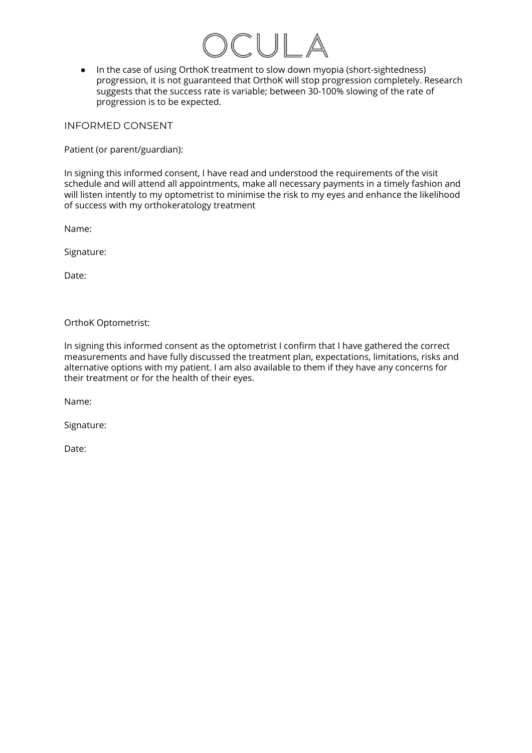- In the case of using OrthoK treatment to slow down myopia (short-sightedness) progression, it is not guaranteed that OrthoK will stop progression completely. Research suggests that the success rate is variable; between 30-100% slowing of the rate of progression is to be expected.

## INFORMED CONSENT

Patient (or parent/guardian):

In signing this informed consent, I have read and understood the requirements of the visit schedule and will attend all appointments, make all necessary payments in a timely fashion and will listen intently to my optometrist to minimise the risk to my eyes and enhance the likelihood of success with my orthokeratology treatment

Name:

Signature:

Date:

OrthoK Optometrist:

In signing this informed consent as the optometrist I confirm that I have gathered the correct measurements and have fully discussed the treatment plan, expectations, limitations, risks and alternative options with my patient. I am also available to them if they have any concerns for their treatment or for the health of their eyes.

Name:

Signature:

Date: